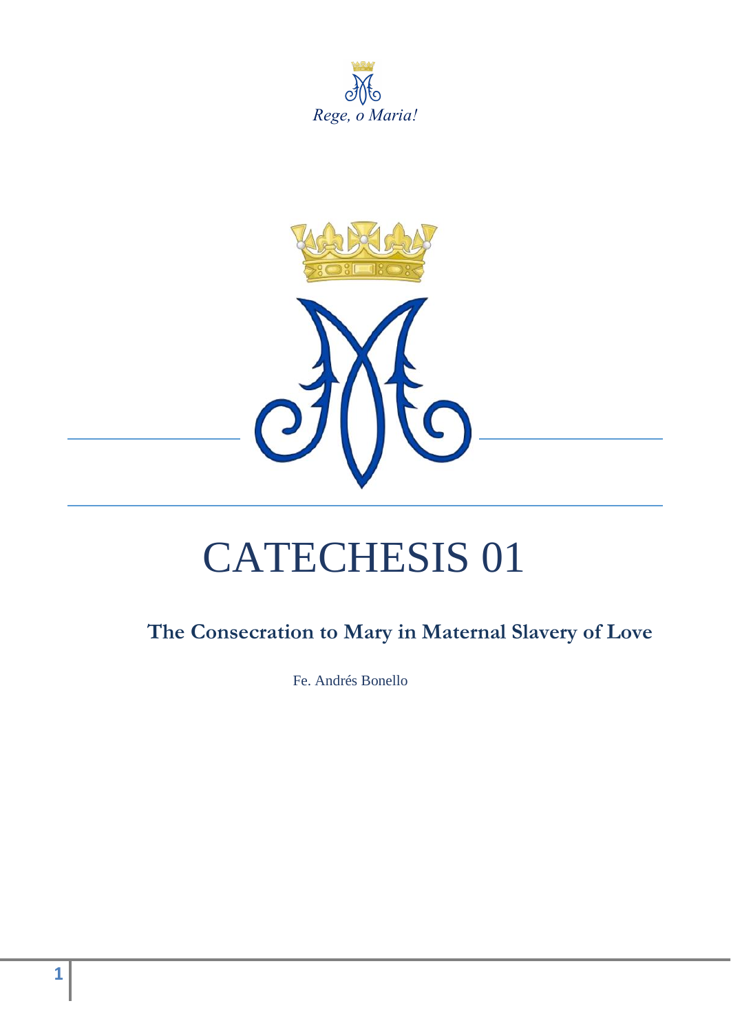*Rege, o Maria!*

# CATECHESIS 01

## The Consecration to Mary in Maternal Slavery of Love

Fe. Andrés Bonello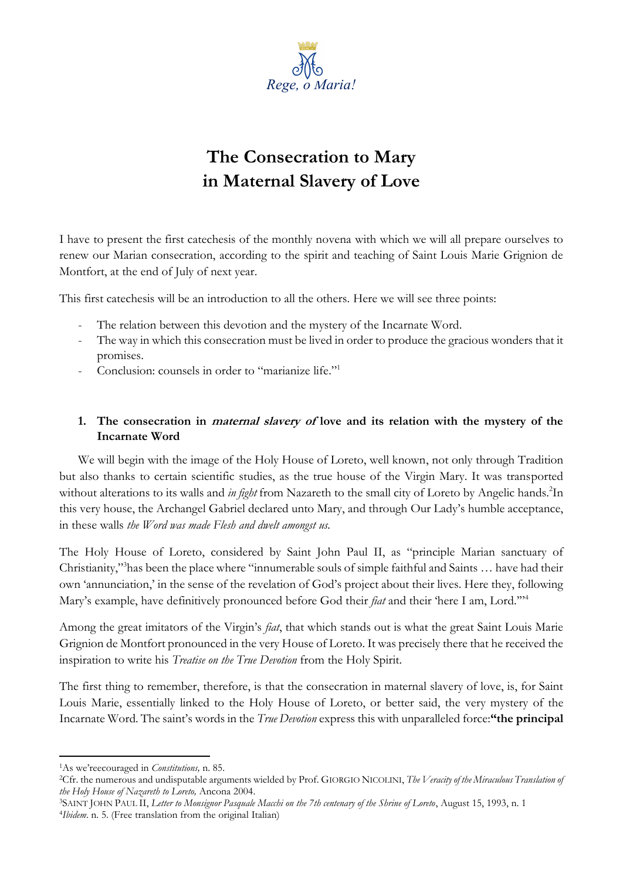Rege, o Maria!

# The Consecration to Mary in Maternal Slavery of Love

I have to present the first catechesis of the monthly novena with which we will all prepare ourselves to renew our Marian consecration, according to the spirit and teaching of Saint Louis Marie Grignion de Montfort, at the end of July of next year.

This first catechesis will be an introduction to all the others. Here we will see three points:

- The relation between this devotion and the mystery of the Incarnate Word.
- The way in which this consecration must be lived in order to produce the gracious wonders that it promises.
- Conclusion: counsels in order to "marianize life."[1]

## 1. The consecration in *maternal slavery of* love and its relation with the mystery of the Incarnate Word

We will begin with the image of the Holy House of Loreto, well known, not only through Tradition but also thanks to certain scientific studies, as the true house of the Virgin Mary. It was transported without alterations to its walls and *in fight* from Nazareth to the small city of Loreto by Angelic hands.[2]In this very house, the Archangel Gabriel declared unto Mary, and through Our Lady's humble acceptance, in these walls *the Word was made Flesh and dwelt amongst us.*

The Holy House of Loreto, considered by Saint John Paul II, as "principle Marian sanctuary of Christianity,"[3]has been the place where "innumerable souls of simple faithful and Saints … have had their own 'annunciation,' in the sense of the revelation of God's project about their lives. Here they, following Mary's example, have definitively pronounced before God their *fiat* and their 'here I am, Lord.'"[4]

Among the great imitators of the Virgin's *fiat*, that which stands out is what the great Saint Louis Marie Grignion de Montfort pronounced in the very House of Loreto. It was precisely there that he received the inspiration to write his *Treatise on the True Devotion* from the Holy Spirit.

The first thing to remember, therefore, is that the consecration in maternal slavery of love, is, for Saint Louis Marie, essentially linked to the Holy House of Loreto, or better said, the very mystery of the Incarnate Word. The saint's words in the *True Devotion* express this with unparalleled force:**"the principal**

---

[1]As we'reecouraged in *Constitutions,* n. 85.

[2]Cfr. the numerous and undisputable arguments wielded by Prof. GIORGIO NICOLINI, *The Veracity of the Miraculous Translation of the Holy House of Nazareth to Loreto,* Ancona 2004.

[3]SAINT JOHN PAUL II, *Letter to Monsignor Pasquale Macchi on the 7th centenary of the Shrine of Loreto*, August 15, 1993, n. 1

[4]*Ibidem*. n. 5. (Free translation from the original Italian)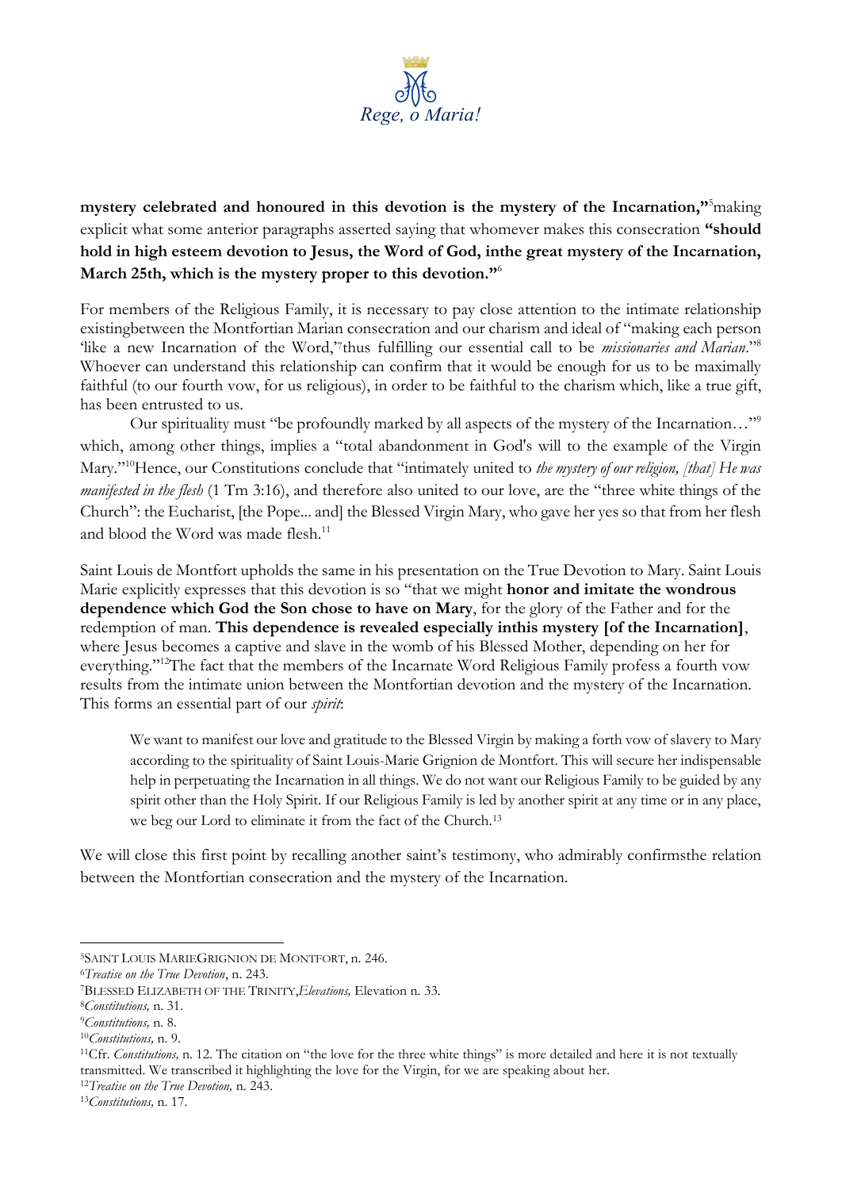**mystery celebrated and honoured in this devotion is the mystery of the Incarnation,"**[5]making explicit what some anterior paragraphs asserted saying that whomever makes this consecration **"should hold in high esteem devotion to Jesus, the Word of God, inthe great mystery of the Incarnation, March 25th, which is the mystery proper to this devotion."**[6]

For members of the Religious Family, it is necessary to pay close attention to the intimate relationship existingbetween the Montfortian Marian consecration and our charism and ideal of "making each person 'like a new Incarnation of the Word,'[7]thus fulfilling our essential call to be *missionaries and Marian*."[8] Whoever can understand this relationship can confirm that it would be enough for us to be maximally faithful (to our fourth vow, for us religious), in order to be faithful to the charism which, like a true gift, has been entrusted to us.

Our spirituality must "be profoundly marked by all aspects of the mystery of the Incarnation…"[9] which, among other things, implies a "total abandonment in God's will to the example of the Virgin Mary."[10]Hence, our Constitutions conclude that "intimately united to *the mystery of our religion, [that] He was manifested in the flesh* (1 Tm 3:16), and therefore also united to our love, are the "three white things of the Church": the Eucharist, [the Pope... and] the Blessed Virgin Mary, who gave her yes so that from her flesh and blood the Word was made flesh.[11]

Saint Louis de Montfort upholds the same in his presentation on the True Devotion to Mary. Saint Louis Marie explicitly expresses that this devotion is so "that we might **honor and imitate the wondrous dependence which God the Son chose to have on Mary**, for the glory of the Father and for the redemption of man. **This dependence is revealed especially inthis mystery [of the Incarnation]**, where Jesus becomes a captive and slave in the womb of his Blessed Mother, depending on her for everything."[12]The fact that the members of the Incarnate Word Religious Family profess a fourth vow results from the intimate union between the Montfortian devotion and the mystery of the Incarnation. This forms an essential part of our *spirit*:

> We want to manifest our love and gratitude to the Blessed Virgin by making a forth vow of slavery to Mary according to the spirituality of Saint Louis-Marie Grignion de Montfort. This will secure her indispensable help in perpetuating the Incarnation in all things. We do not want our Religious Family to be guided by any spirit other than the Holy Spirit. If our Religious Family is led by another spirit at any time or in any place, we beg our Lord to eliminate it from the fact of the Church.[13]

We will close this first point by recalling another saint's testimony, who admirably confirmsthe relation between the Montfortian consecration and the mystery of the Incarnation.

---

[5]SAINT LOUIS MARIEGRIGNION DE MONTFORT, n. 246.
[6]*Treatise on the True Devotion*, n. 243.
[7]BLESSED ELIZABETH OF THE TRINITY,*Elevations,* Elevation n. 33.
[8]*Constitutions,* n. 31.
[9]*Constitutions,* n. 8.
[10]*Constitutions,* n. 9.
[11]Cfr. *Constitutions,* n. 12. The citation on "the love for the three white things" is more detailed and here it is not textually transmitted. We transcribed it highlighting the love for the Virgin, for we are speaking about her.
[12]*Treatise on the True Devotion,* n. 243.
[13]*Constitutions,* n. 17.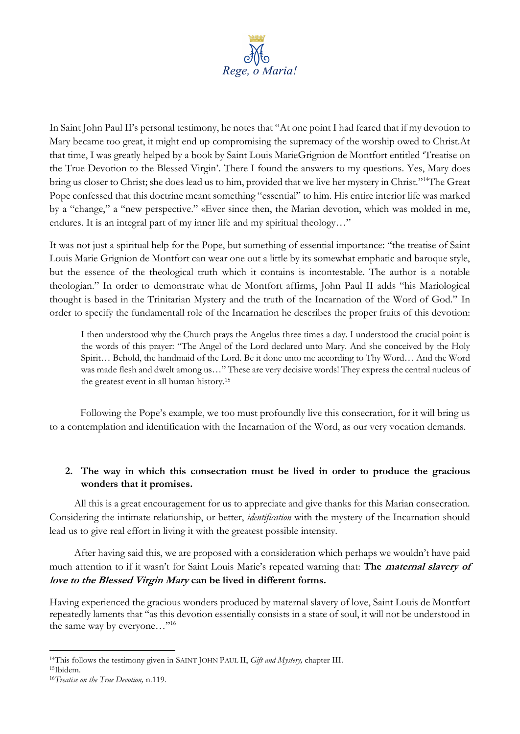In Saint John Paul II's personal testimony, he notes that "At one point I had feared that if my devotion to Mary became too great, it might end up compromising the supremacy of the worship owed to Christ.At that time, I was greatly helped by a book by Saint Louis MarieGrignion de Montfort entitled 'Treatise on the True Devotion to the Blessed Virgin'. There I found the answers to my questions. Yes, Mary does bring us closer to Christ; she does lead us to him, provided that we live her mystery in Christ."[14]The Great Pope confessed that this doctrine meant something "essential" to him. His entire interior life was marked by a "change," a "new perspective." «Ever since then, the Marian devotion, which was molded in me, endures. It is an integral part of my inner life and my spiritual theology…"

It was not just a spiritual help for the Pope, but something of essential importance: "the treatise of Saint Louis Marie Grignion de Montfort can wear one out a little by its somewhat emphatic and baroque style, but the essence of the theological truth which it contains is incontestable. The author is a notable theologian." In order to demonstrate what de Montfort affirms, John Paul II adds "his Mariological thought is based in the Trinitarian Mystery and the truth of the Incarnation of the Word of God." In order to specify the fundamentall role of the Incarnation he describes the proper fruits of this devotion:

> I then understood why the Church prays the Angelus three times a day. I understood the crucial point is the words of this prayer: "The Angel of the Lord declared unto Mary. And she conceived by the Holy Spirit… Behold, the handmaid of the Lord. Be it done unto me according to Thy Word… And the Word was made flesh and dwelt among us…" These are very decisive words! They express the central nucleus of the greatest event in all human history.[15]

Following the Pope's example, we too must profoundly live this consecration, for it will bring us to a contemplation and identification with the Incarnation of the Word, as our very vocation demands.

## 2. The way in which this consecration must be lived in order to produce the gracious wonders that it promises.

All this is a great encouragement for us to appreciate and give thanks for this Marian consecration. Considering the intimate relationship, or better, *identification* with the mystery of the Incarnation should lead us to give real effort in living it with the greatest possible intensity.

After having said this, we are proposed with a consideration which perhaps we wouldn't have paid much attention to if it wasn't for Saint Louis Marie's repeated warning that: **The *maternal slavery of love to the Blessed Virgin Mary* can be lived in different forms.**

Having experienced the gracious wonders produced by maternal slavery of love, Saint Louis de Montfort repeatedly laments that "as this devotion essentially consists in a state of soul, it will not be understood in the same way by everyone…"[16]

---

[14]This follows the testimony given in SAINT JOHN PAUL II, *Gift and Mystery,* chapter III.

[15]Ibidem.

[16]*Treatise on the True Devotion,* n.119.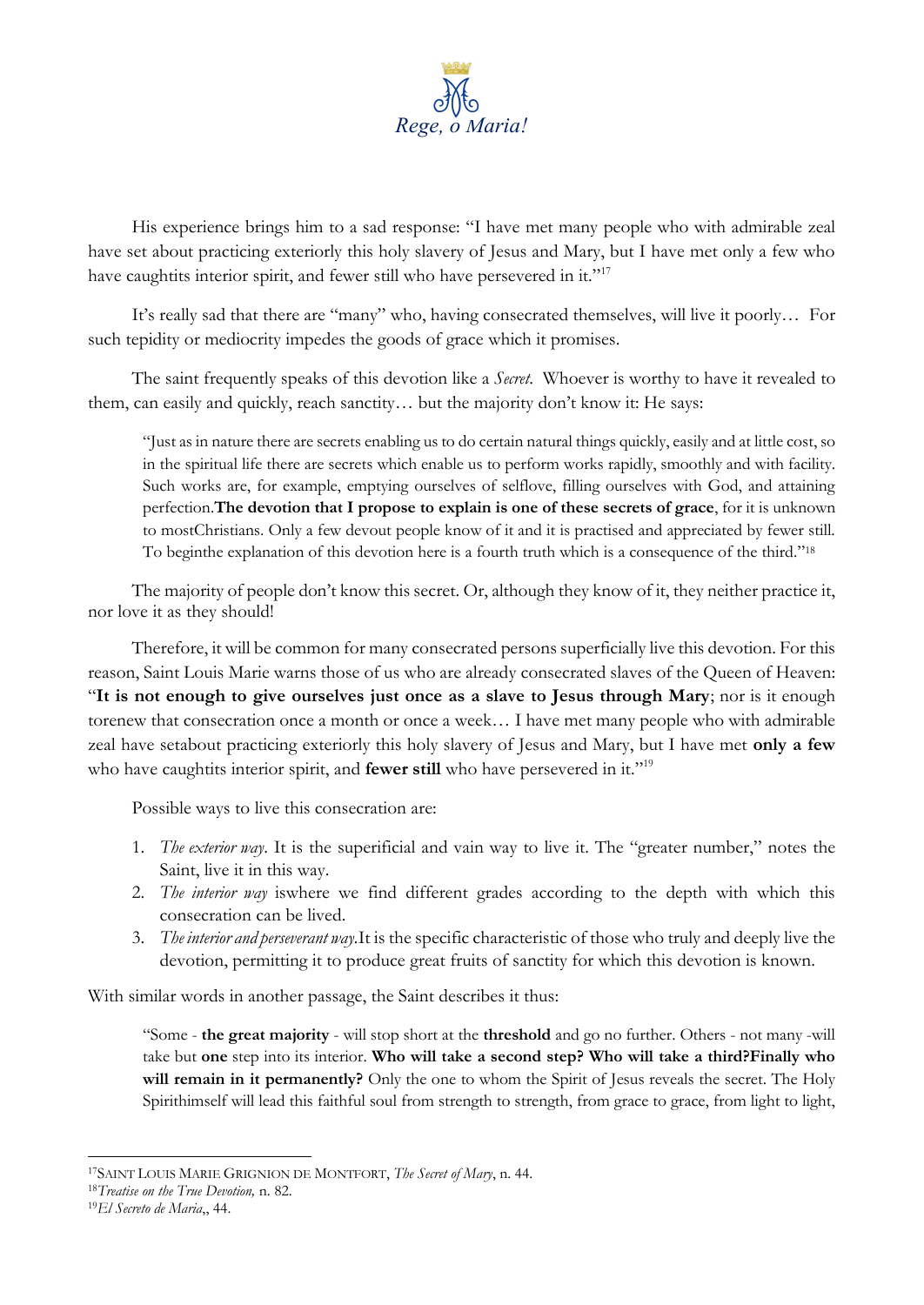His experience brings him to a sad response: "I have met many people who with admirable zeal have set about practicing exteriorly this holy slavery of Jesus and Mary, but I have met only a few who have caughtits interior spirit, and fewer still who have persevered in it."[17]

It's really sad that there are "many" who, having consecrated themselves, will live it poorly… For such tepidity or mediocrity impedes the goods of grace which it promises.

The saint frequently speaks of this devotion like a *Secret*. Whoever is worthy to have it revealed to them, can easily and quickly, reach sanctity… but the majority don't know it: He says:

> "Just as in nature there are secrets enabling us to do certain natural things quickly, easily and at little cost, so in the spiritual life there are secrets which enable us to perform works rapidly, smoothly and with facility. Such works are, for example, emptying ourselves of selflove, filling ourselves with God, and attaining perfection.**The devotion that I propose to explain is one of these secrets of grace**, for it is unknown to mostChristians. Only a few devout people know of it and it is practised and appreciated by fewer still. To beginthe explanation of this devotion here is a fourth truth which is a consequence of the third."[18]

The majority of people don't know this secret. Or, although they know of it, they neither practice it, nor love it as they should!

Therefore, it will be common for many consecrated persons superficially live this devotion. For this reason, Saint Louis Marie warns those of us who are already consecrated slaves of the Queen of Heaven: "**It is not enough to give ourselves just once as a slave to Jesus through Mary**; nor is it enough torenew that consecration once a month or once a week… I have met many people who with admirable zeal have setabout practicing exteriorly this holy slavery of Jesus and Mary, but I have met **only a few** who have caughtits interior spirit, and **fewer still** who have persevered in it."[19]

Possible ways to live this consecration are:

1. *The exterior way*. It is the superificial and vain way to live it. The "greater number," notes the Saint, live it in this way.
2. *The interior way* iswhere we find different grades according to the depth with which this consecration can be lived.
3. *The interior and perseverant way.*It is the specific characteristic of those who truly and deeply live the devotion, permitting it to produce great fruits of sanctity for which this devotion is known.

With similar words in another passage, the Saint describes it thus:

> "Some - **the great majority** - will stop short at the **threshold** and go no further. Others - not many -will take but **one** step into its interior. **Who will take a second step? Who will take a third?Finally who will remain in it permanently?** Only the one to whom the Spirit of Jesus reveals the secret. The Holy Spirithimself will lead this faithful soul from strength to strength, from grace to grace, from light to light,

---

[17] SAINT LOUIS MARIE GRIGNION DE MONTFORT, *The Secret of Mary*, n. 44.

[18] *Treatise on the True Devotion,* n. 82.

[19] *El Secreto de Maria*,, 44.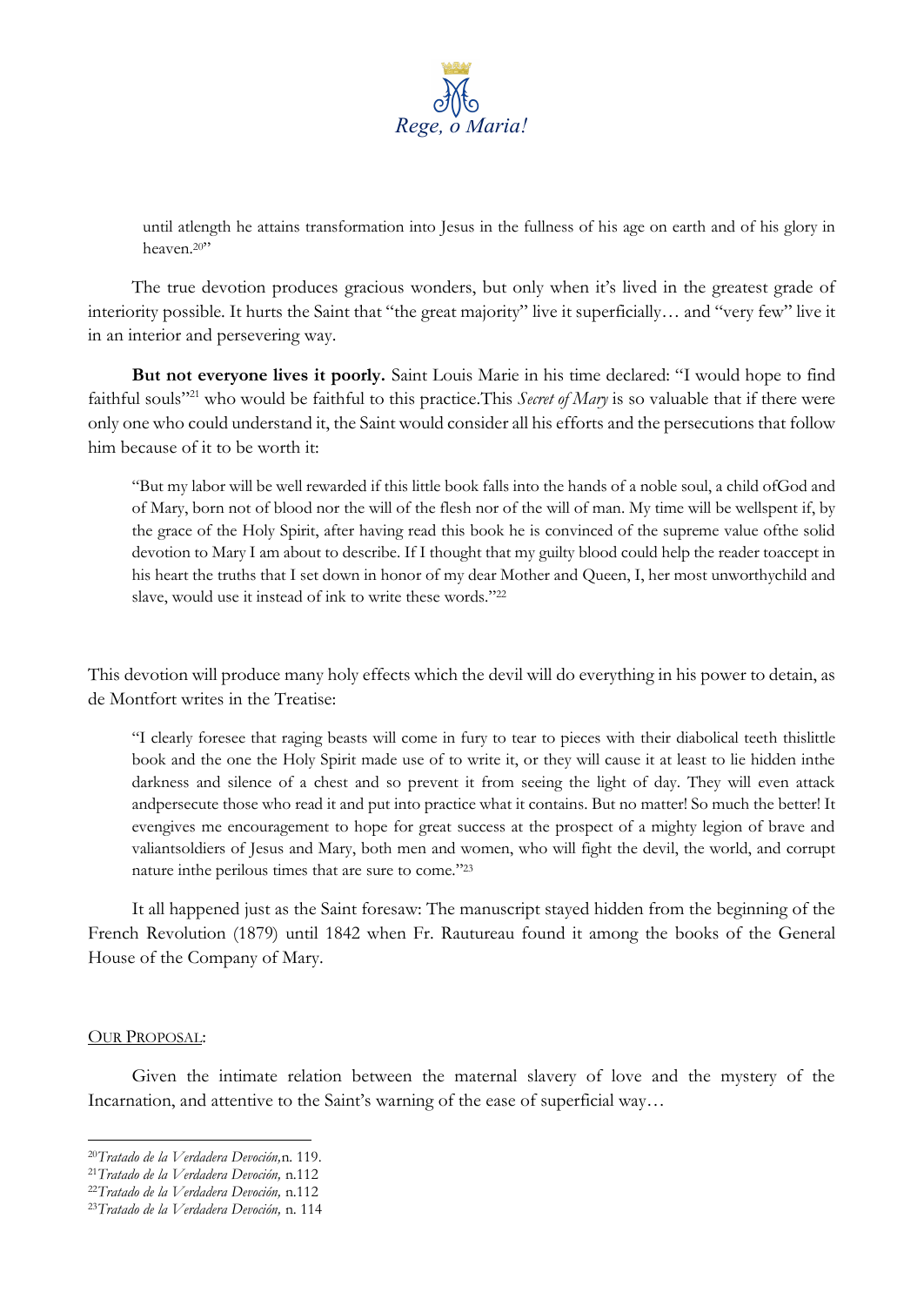> until atlength he attains transformation into Jesus in the fullness of his age on earth and of his glory in heaven.[20]"

The true devotion produces gracious wonders, but only when it's lived in the greatest grade of interiority possible. It hurts the Saint that "the great majority" live it superficially… and "very few" live it in an interior and persevering way.

**But not everyone lives it poorly.** Saint Louis Marie in his time declared: "I would hope to find faithful souls"[21] who would be faithful to this practice.This *Secret of Mary* is so valuable that if there were only one who could understand it, the Saint would consider all his efforts and the persecutions that follow him because of it to be worth it:

> "But my labor will be well rewarded if this little book falls into the hands of a noble soul, a child ofGod and of Mary, born not of blood nor the will of the flesh nor of the will of man. My time will be wellspent if, by the grace of the Holy Spirit, after having read this book he is convinced of the supreme value ofthe solid devotion to Mary I am about to describe. If I thought that my guilty blood could help the reader toaccept in his heart the truths that I set down in honor of my dear Mother and Queen, I, her most unworthychild and slave, would use it instead of ink to write these words."[22]

This devotion will produce many holy effects which the devil will do everything in his power to detain, as de Montfort writes in the Treatise:

> "I clearly foresee that raging beasts will come in fury to tear to pieces with their diabolical teeth thislittle book and the one the Holy Spirit made use of to write it, or they will cause it at least to lie hidden inthe darkness and silence of a chest and so prevent it from seeing the light of day. They will even attack andpersecute those who read it and put into practice what it contains. But no matter! So much the better! It evengives me encouragement to hope for great success at the prospect of a mighty legion of brave and valiantsoldiers of Jesus and Mary, both men and women, who will fight the devil, the world, and corrupt nature inthe perilous times that are sure to come."[23]

It all happened just as the Saint foresaw: The manuscript stayed hidden from the beginning of the French Revolution (1879) until 1842 when Fr. Rautureau found it among the books of the General House of the Company of Mary.

<u>OUR PROPOSAL</u>:

Given the intimate relation between the maternal slavery of love and the mystery of the Incarnation, and attentive to the Saint's warning of the ease of superficial way…

---

[20] *Tratado de la Verdadera Devoción,* n. 119.
[21] *Tratado de la Verdadera Devoción,* n.112
[22] *Tratado de la Verdadera Devoción,* n.112
[23] *Tratado de la Verdadera Devoción,* n. 114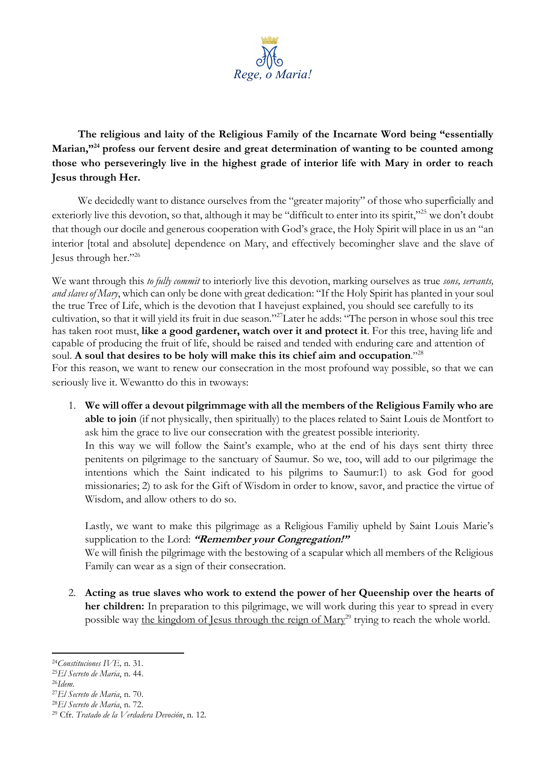*Rege, o Maria!*

**The religious and laity of the Religious Family of the Incarnate Word being "essentially Marian,"[24] profess our fervent desire and great determination of wanting to be counted among those who perseveringly live in the highest grade of interior life with Mary in order to reach Jesus through Her.**

We decidedly want to distance ourselves from the "greater majority" of those who superficially and exteriorly live this devotion, so that, although it may be "difficult to enter into its spirit,"[25] we don't doubt that though our docile and generous cooperation with God's grace, the Holy Spirit will place in us an "an interior [total and absolute] dependence on Mary, and effectively becomingher slave and the slave of Jesus through her."[26]

We want through this *to fully commit* to interiorly live this devotion, marking ourselves as true *sons, servants, and slaves of Mary*, which can only be done with great dedication: "If the Holy Spirit has planted in your soul the true Tree of Life, which is the devotion that I havejust explained, you should see carefully to its cultivation, so that it will yield its fruit in due season."[27]Later he adds: "The person in whose soul this tree has taken root must, **like a good gardener, watch over it and protect it**. For this tree, having life and capable of producing the fruit of life, should be raised and tended with enduring care and attention of soul. **A soul that desires to be holy will make this its chief aim and occupation**."[28]
For this reason, we want to renew our consecration in the most profound way possible, so that we can seriously live it. Wewantto do this in twoways:

1. **We will offer a devout pilgrimmage with all the members of the Religious Family who are able to join** (if not physically, then spiritually) to the places related to Saint Louis de Montfort to ask him the grace to live our consecration with the greatest possible interiority.
   In this way we will follow the Saint's example, who at the end of his days sent thirty three penitents on pilgrimage to the sanctuary of Saumur. So we, too, will add to our pilgrimage the intentions which the Saint indicated to his pilgrims to Saumur:1) to ask God for good missionaries; 2) to ask for the Gift of Wisdom in order to know, savor, and practice the virtue of Wisdom, and allow others to do so.

   Lastly, we want to make this pilgrimage as a Religious Familiy upheld by Saint Louis Marie's supplication to the Lord: ***"Remember your Congregation!"***
   We will finish the pilgrimage with the bestowing of a scapular which all members of the Religious Family can wear as a sign of their consecration.

2. **Acting as true slaves who work to extend the power of her Queenship over the hearts of her children:** In preparation to this pilgrimage, we will work during this year to spread in every possible way the kingdom of Jesus through the reign of Mary[29] trying to reach the whole world.

---

[24] *Constituciones IVE,* n. 31.
[25] *El Secreto de Maria*, n. 44.
[26] *Idem.*
[27] *El Secreto de Maria*, n. 70.
[28] *El Secreto de Maria*, n. 72.
[29] Cfr. *Tratado de la Verdadera Devoción*, n. 12.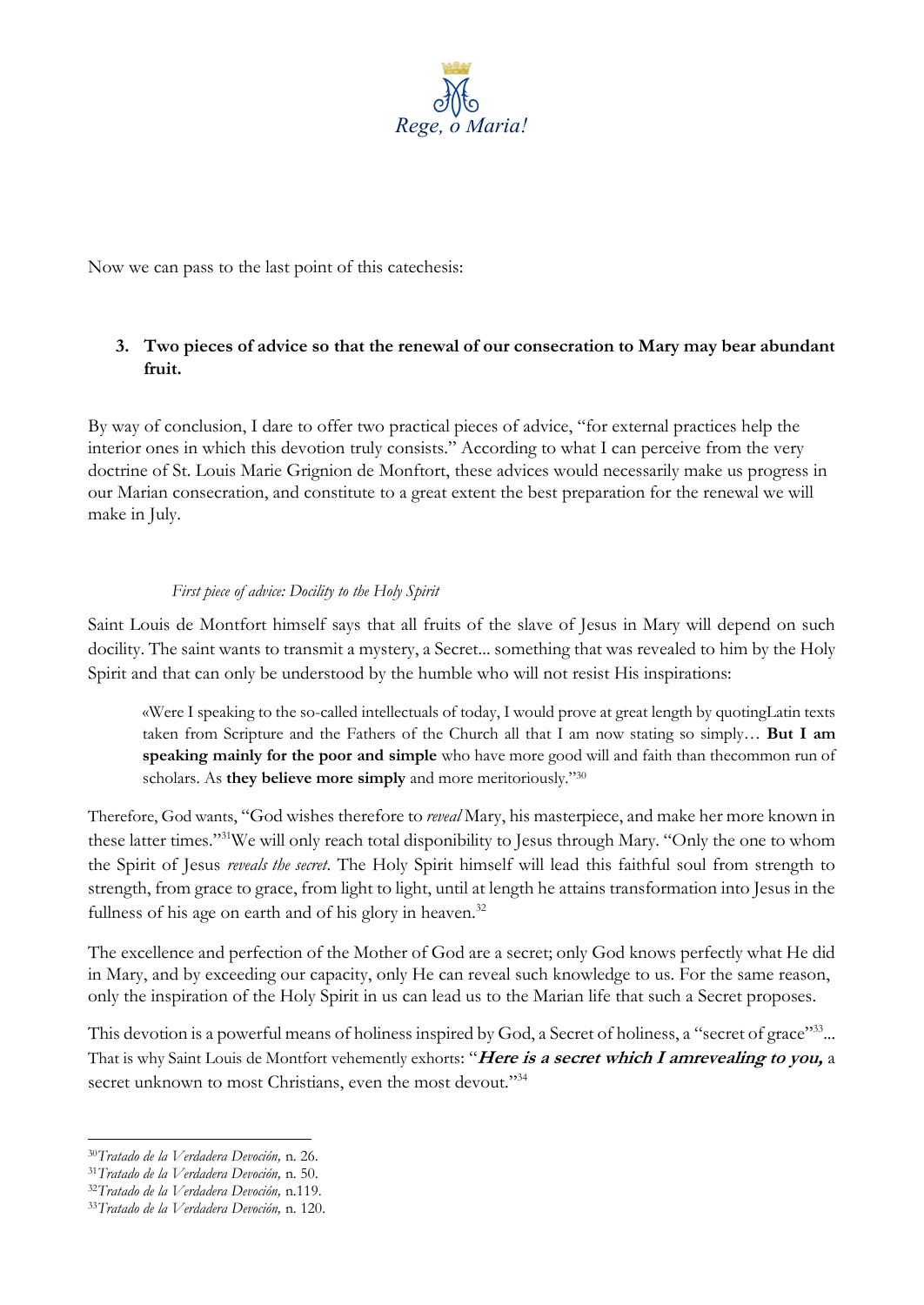Now we can pass to the last point of this catechesis:

### 3. Two pieces of advice so that the renewal of our consecration to Mary may bear abundant fruit.

By way of conclusion, I dare to offer two practical pieces of advice, "for external practices help the interior ones in which this devotion truly consists." According to what I can perceive from the very doctrine of St. Louis Marie Grignion de Monftort, these advices would necessarily make us progress in our Marian consecration, and constitute to a great extent the best preparation for the renewal we will make in July.

*First piece of advice: Docility to the Holy Spirit*

Saint Louis de Montfort himself says that all fruits of the slave of Jesus in Mary will depend on such docility. The saint wants to transmit a mystery, a Secret... something that was revealed to him by the Holy Spirit and that can only be understood by the humble who will not resist His inspirations:

> «Were I speaking to the so-called intellectuals of today, I would prove at great length by quotingLatin texts taken from Scripture and the Fathers of the Church all that I am now stating so simply… **But I am speaking mainly for the poor and simple** who have more good will and faith than thecommon run of scholars. As **they believe more simply** and more meritoriously."[30]

Therefore, God wants, "God wishes therefore to *reveal* Mary, his masterpiece, and make her more known in these latter times."[31]We will only reach total disponibility to Jesus through Mary. "Only the one to whom the Spirit of Jesus *reveals the secret*. The Holy Spirit himself will lead this faithful soul from strength to strength, from grace to grace, from light to light, until at length he attains transformation into Jesus in the fullness of his age on earth and of his glory in heaven.[32]

The excellence and perfection of the Mother of God are a secret; only God knows perfectly what He did in Mary, and by exceeding our capacity, only He can reveal such knowledge to us. For the same reason, only the inspiration of the Holy Spirit in us can lead us to the Marian life that such a Secret proposes.

This devotion is a powerful means of holiness inspired by God, a Secret of holiness, a "secret of grace"[33]... That is why Saint Louis de Montfort vehemently exhorts: "***Here is a secret which I amrevealing to you,*** a secret unknown to most Christians, even the most devout."[34]

---

[30]*Tratado de la Verdadera Devoción,* n. 26.
[31]*Tratado de la Verdadera Devoción,* n. 50.
[32]*Tratado de la Verdadera Devoción,* n.119.
[33]*Tratado de la Verdadera Devoción,* n. 120.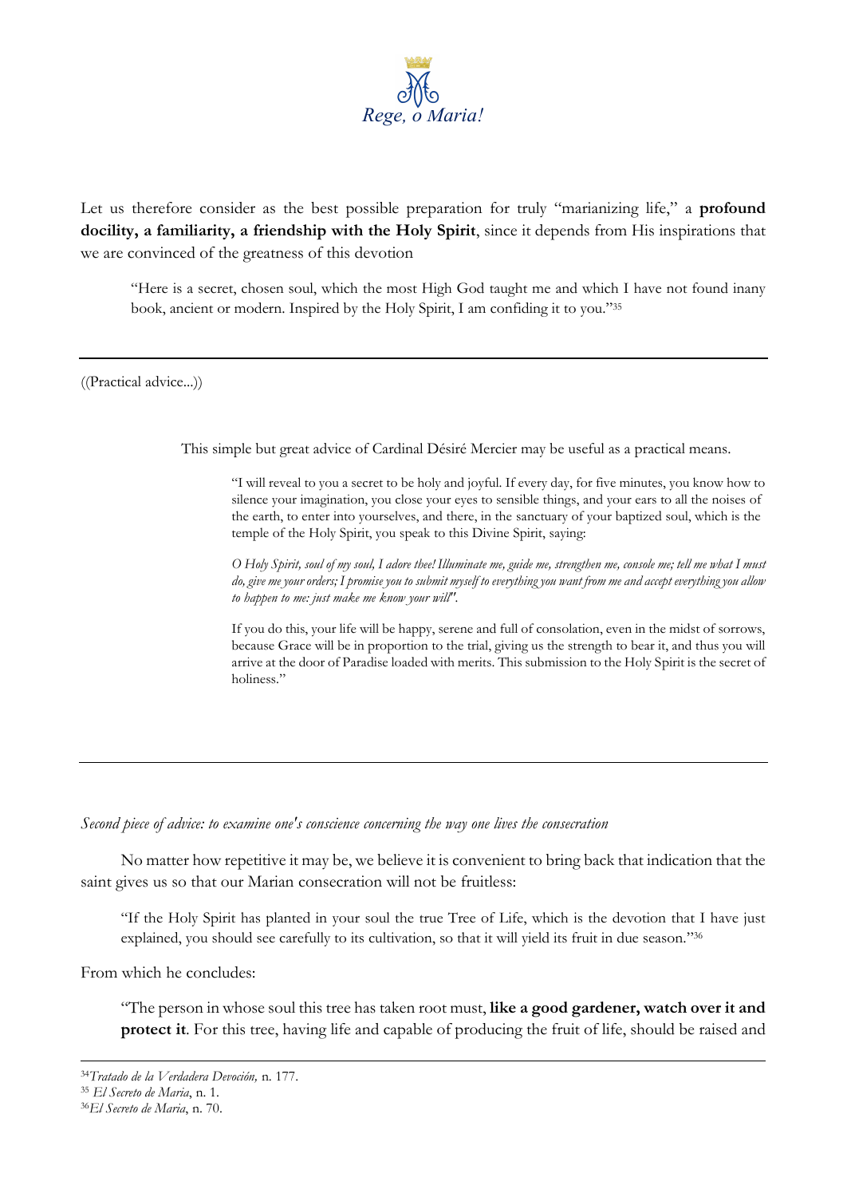Let us therefore consider as the best possible preparation for truly "marianizing life," a **profound docility, a familiarity, a friendship with the Holy Spirit**, since it depends from His inspirations that we are convinced of the greatness of this devotion

> "Here is a secret, chosen soul, which the most High God taught me and which I have not found inany book, ancient or modern. Inspired by the Holy Spirit, I am confiding it to you."[35]

---

((Practical advice...))

This simple but great advice of Cardinal Désiré Mercier may be useful as a practical means.

> "I will reveal to you a secret to be holy and joyful. If every day, for five minutes, you know how to silence your imagination, you close your eyes to sensible things, and your ears to all the noises of the earth, to enter into yourselves, and there, in the sanctuary of your baptized soul, which is the temple of the Holy Spirit, you speak to this Divine Spirit, saying:
>
> *O Holy Spirit, soul of my soul, I adore thee! Illuminate me, guide me, strengthen me, console me; tell me what I must do, give me your orders; I promise you to submit myself to everything you want from me and accept everything you allow to happen to me: just make me know your will".*
>
> If you do this, your life will be happy, serene and full of consolation, even in the midst of sorrows, because Grace will be in proportion to the trial, giving us the strength to bear it, and thus you will arrive at the door of Paradise loaded with merits. This submission to the Holy Spirit is the secret of holiness."

---

*Second piece of advice: to examine one's conscience concerning the way one lives the consecration*

No matter how repetitive it may be, we believe it is convenient to bring back that indication that the saint gives us so that our Marian consecration will not be fruitless:

> "If the Holy Spirit has planted in your soul the true Tree of Life, which is the devotion that I have just explained, you should see carefully to its cultivation, so that it will yield its fruit in due season."[36]

From which he concludes:

> "The person in whose soul this tree has taken root must, **like a good gardener, watch over it and protect it**. For this tree, having life and capable of producing the fruit of life, should be raised and

---

[34] *Tratado de la Verdadera Devoción,* n. 177.

[35] *El Secreto de Maria*, n. 1.

[36] *El Secreto de Maria*, n. 70.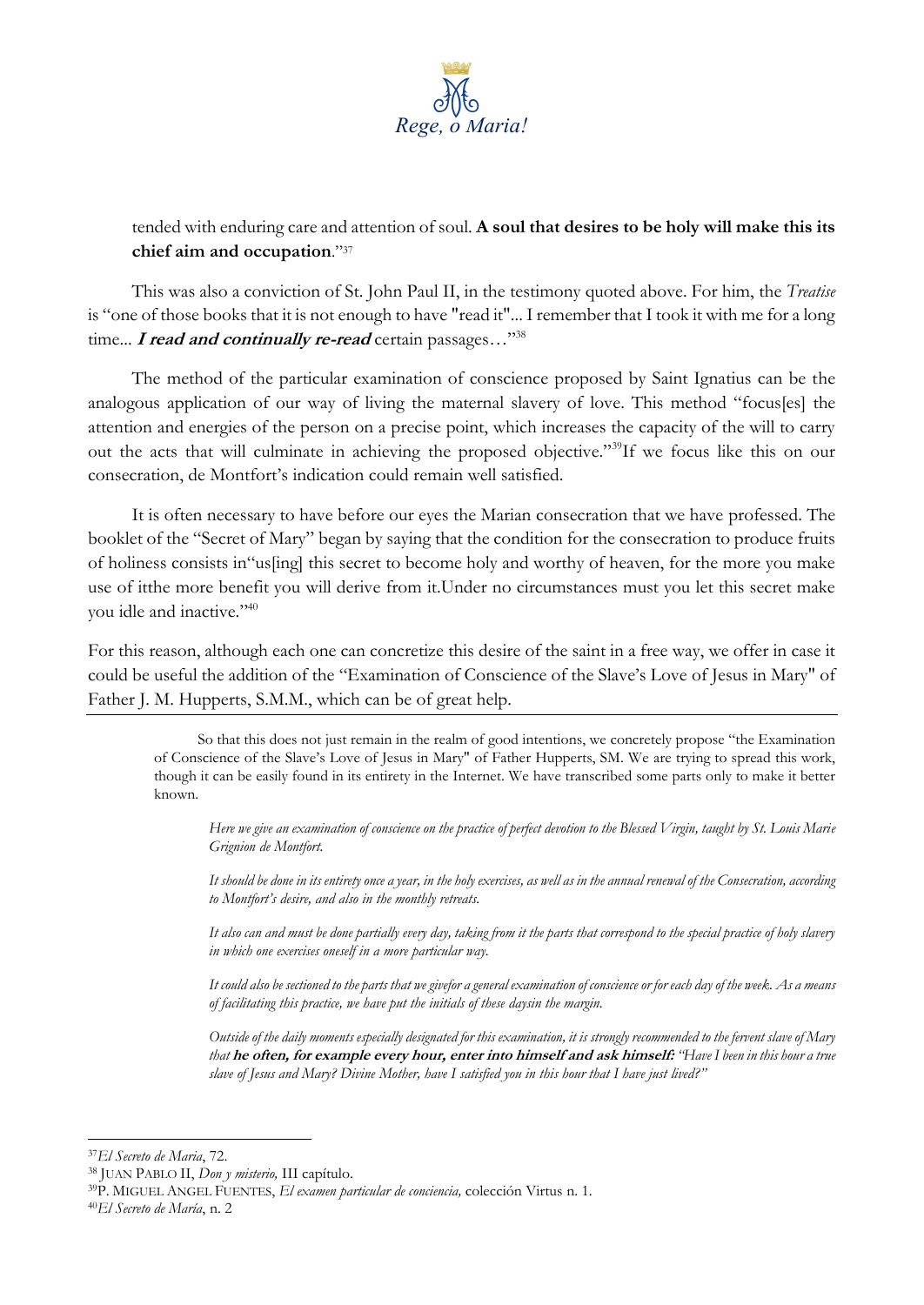tended with enduring care and attention of soul. **A soul that desires to be holy will make this its chief aim and occupation**."[37]

This was also a conviction of St. John Paul II, in the testimony quoted above. For him, the *Treatise* is "one of those books that it is not enough to have "read it"... I remember that I took it with me for a long time... ***I read and continually re-read*** certain passages…"[38]

The method of the particular examination of conscience proposed by Saint Ignatius can be the analogous application of our way of living the maternal slavery of love. This method "focus[es] the attention and energies of the person on a precise point, which increases the capacity of the will to carry out the acts that will culminate in achieving the proposed objective."[39]If we focus like this on our consecration, de Montfort's indication could remain well satisfied.

It is often necessary to have before our eyes the Marian consecration that we have professed. The booklet of the "Secret of Mary" began by saying that the condition for the consecration to produce fruits of holiness consists in"us[ing] this secret to become holy and worthy of heaven, for the more you make use of itthe more benefit you will derive from it.Under no circumstances must you let this secret make you idle and inactive."[40]

For this reason, although each one can concretize this desire of the saint in a free way, we offer in case it could be useful the addition of the "Examination of Conscience of the Slave's Love of Jesus in Mary" of Father J. M. Hupperts, S.M.M., which can be of great help.

---

So that this does not just remain in the realm of good intentions, we concretely propose "the Examination of Conscience of the Slave's Love of Jesus in Mary" of Father Hupperts, SM. We are trying to spread this work, though it can be easily found in its entirety in the Internet. We have transcribed some parts only to make it better known.

> *Here we give an examination of conscience on the practice of perfect devotion to the Blessed Virgin, taught by St. Louis Marie Grignion de Montfort.*
>
> *It should be done in its entirety once a year, in the holy exercises, as well as in the annual renewal of the Consecration, according to Montfort's desire, and also in the monthly retreats.*
>
> *It also can and must be done partially every day, taking from it the parts that correspond to the special practice of holy slavery in which one exercises oneself in a more particular way.*
>
> *It could also be sectioned to the parts that we givefor a general examination of conscience or for each day of the week. As a means of facilitating this practice, we have put the initials of these daysin the margin.*
>
> *Outside of the daily moments especially designated for this examination, it is strongly recommended to the fervent slave of Mary that* ***he often, for example every hour, enter into himself and ask himself:*** *"Have I been in this hour a true slave of Jesus and Mary? Divine Mother, have I satisfied you in this hour that I have just lived?"*

---

[37]*El Secreto de Maria*, 72.

[38] JUAN PABLO II, *Don y misterio,* III capítulo.

[39]P. MIGUEL ANGEL FUENTES, *El examen particular de conciencia,* colección Virtus n. 1.

[40]*El Secreto de María*, n. 2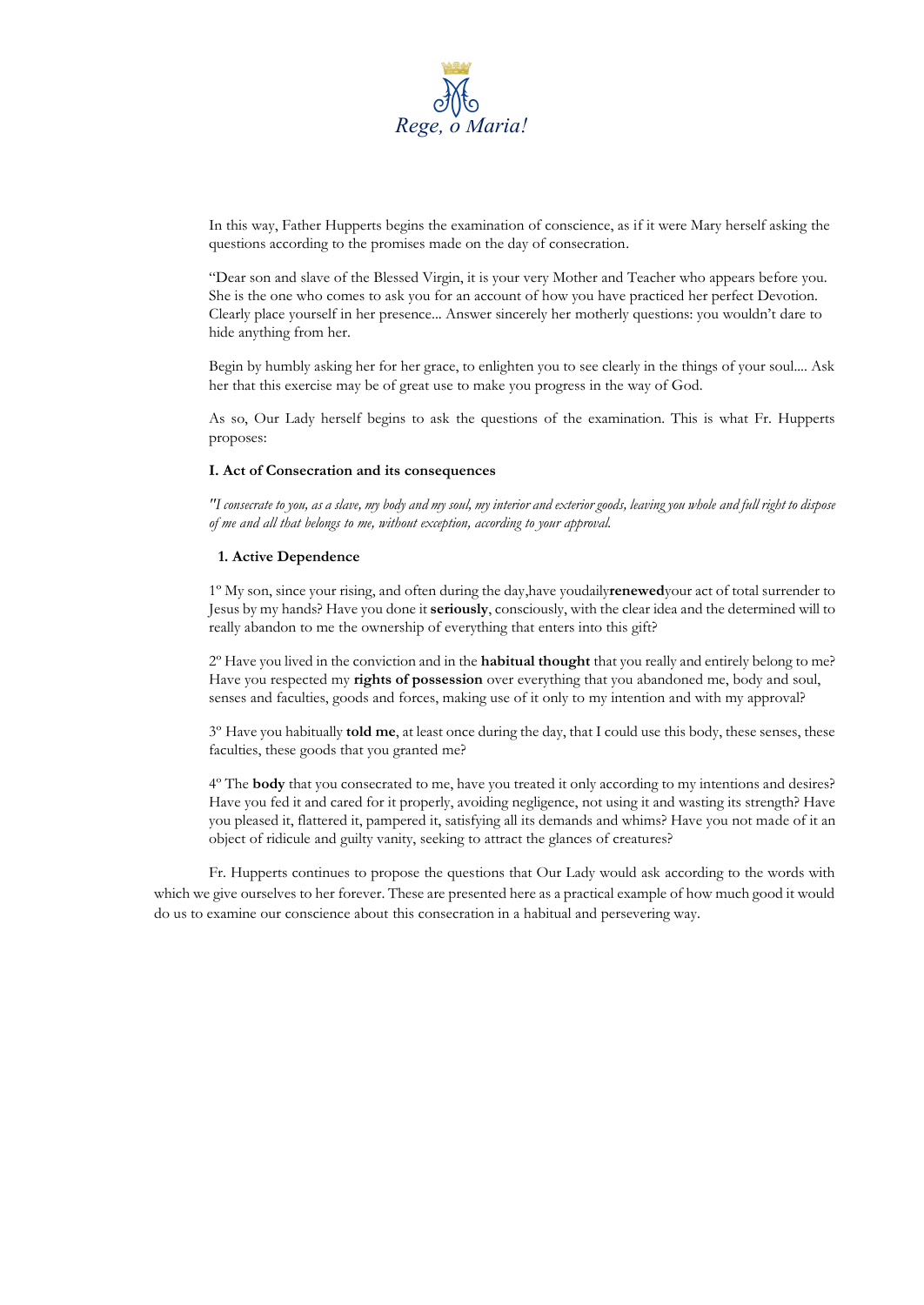In this way, Father Hupperts begins the examination of conscience, as if it were Mary herself asking the questions according to the promises made on the day of consecration.

"Dear son and slave of the Blessed Virgin, it is your very Mother and Teacher who appears before you. She is the one who comes to ask you for an account of how you have practiced her perfect Devotion. Clearly place yourself in her presence... Answer sincerely her motherly questions: you wouldn't dare to hide anything from her.

Begin by humbly asking her for her grace, to enlighten you to see clearly in the things of your soul.... Ask her that this exercise may be of great use to make you progress in the way of God.

As so, Our Lady herself begins to ask the questions of the examination. This is what Fr. Hupperts proposes:

### I. Act of Consecration and its consequences

*"I consecrate to you, as a slave, my body and my soul, my interior and exterior goods, leaving you whole and full right to dispose of me and all that belongs to me, without exception, according to your approval.*

#### 1. Active Dependence

1º My son, since your rising, and often during the day,have youdaily**renewed**your act of total surrender to Jesus by my hands? Have you done it **seriously**, consciously, with the clear idea and the determined will to really abandon to me the ownership of everything that enters into this gift?

2º Have you lived in the conviction and in the **habitual thought** that you really and entirely belong to me? Have you respected my **rights of possession** over everything that you abandoned me, body and soul, senses and faculties, goods and forces, making use of it only to my intention and with my approval?

3º Have you habitually **told me**, at least once during the day, that I could use this body, these senses, these faculties, these goods that you granted me?

4º The **body** that you consecrated to me, have you treated it only according to my intentions and desires? Have you fed it and cared for it properly, avoiding negligence, not using it and wasting its strength? Have you pleased it, flattered it, pampered it, satisfying all its demands and whims? Have you not made of it an object of ridicule and guilty vanity, seeking to attract the glances of creatures?

Fr. Hupperts continues to propose the questions that Our Lady would ask according to the words with which we give ourselves to her forever. These are presented here as a practical example of how much good it would do us to examine our conscience about this consecration in a habitual and persevering way.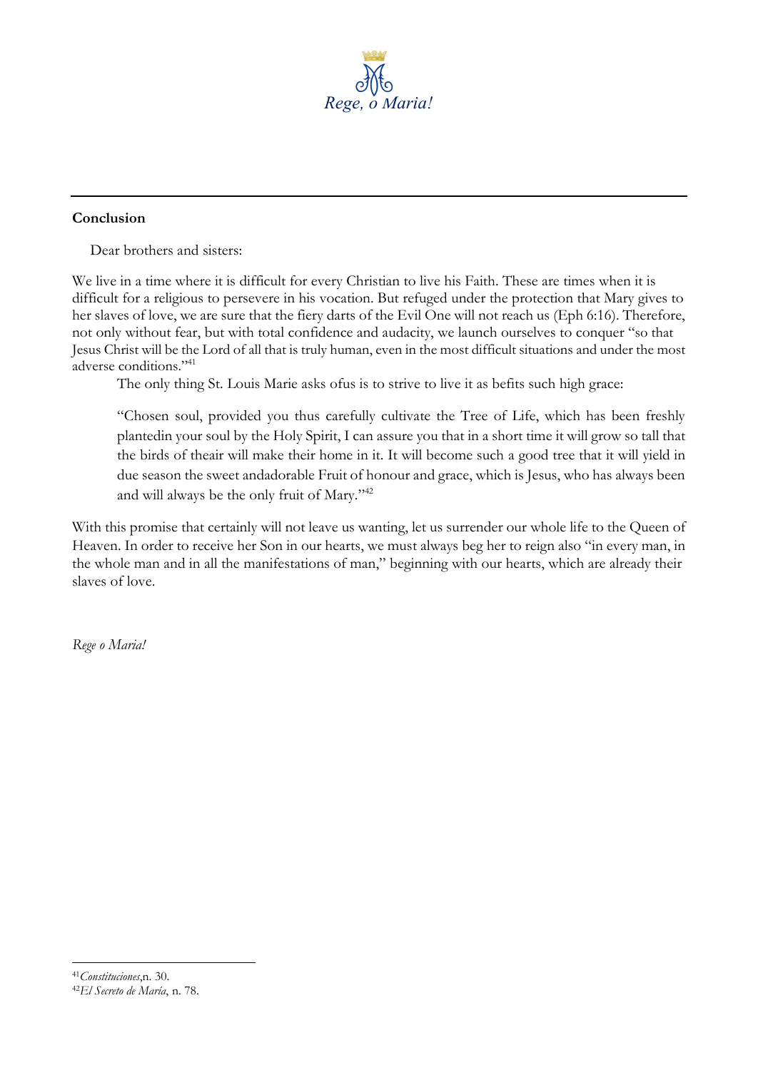## Conclusion

Dear brothers and sisters:

We live in a time where it is difficult for every Christian to live his Faith. These are times when it is difficult for a religious to persevere in his vocation. But refuged under the protection that Mary gives to her slaves of love, we are sure that the fiery darts of the Evil One will not reach us (Eph 6:16). Therefore, not only without fear, but with total confidence and audacity, we launch ourselves to conquer "so that Jesus Christ will be the Lord of all that is truly human, even in the most difficult situations and under the most adverse conditions."[41]

The only thing St. Louis Marie asks ofus is to strive to live it as befits such high grace:

> "Chosen soul, provided you thus carefully cultivate the Tree of Life, which has been freshly plantedin your soul by the Holy Spirit, I can assure you that in a short time it will grow so tall that the birds of theair will make their home in it. It will become such a good tree that it will yield in due season the sweet andadorable Fruit of honour and grace, which is Jesus, who has always been and will always be the only fruit of Mary."[42]

With this promise that certainly will not leave us wanting, let us surrender our whole life to the Queen of Heaven. In order to receive her Son in our hearts, we must always beg her to reign also "in every man, in the whole man and in all the manifestations of man," beginning with our hearts, which are already their slaves of love.

*Rege o Maria!*

---

[41] *Constituciones*,n. 30.
[42] *El Secreto de María*, n. 78.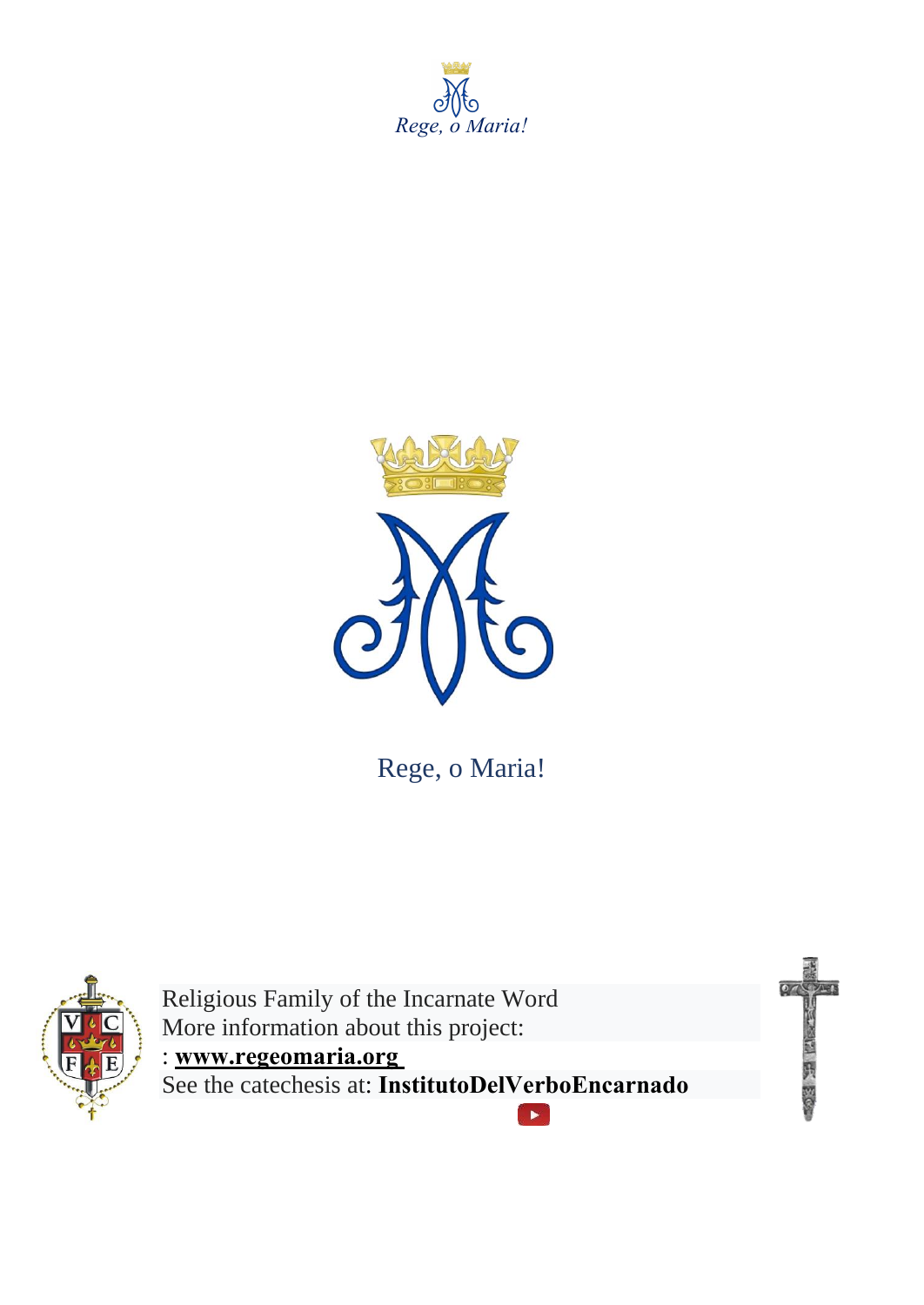*Rege, o Maria!*

Rege, o Maria!

Religious Family of the Incarnate Word
More information about this project:
: **www.regeomaria.org**
See the catechesis at: **InstitutoDelVerboEncarnado**